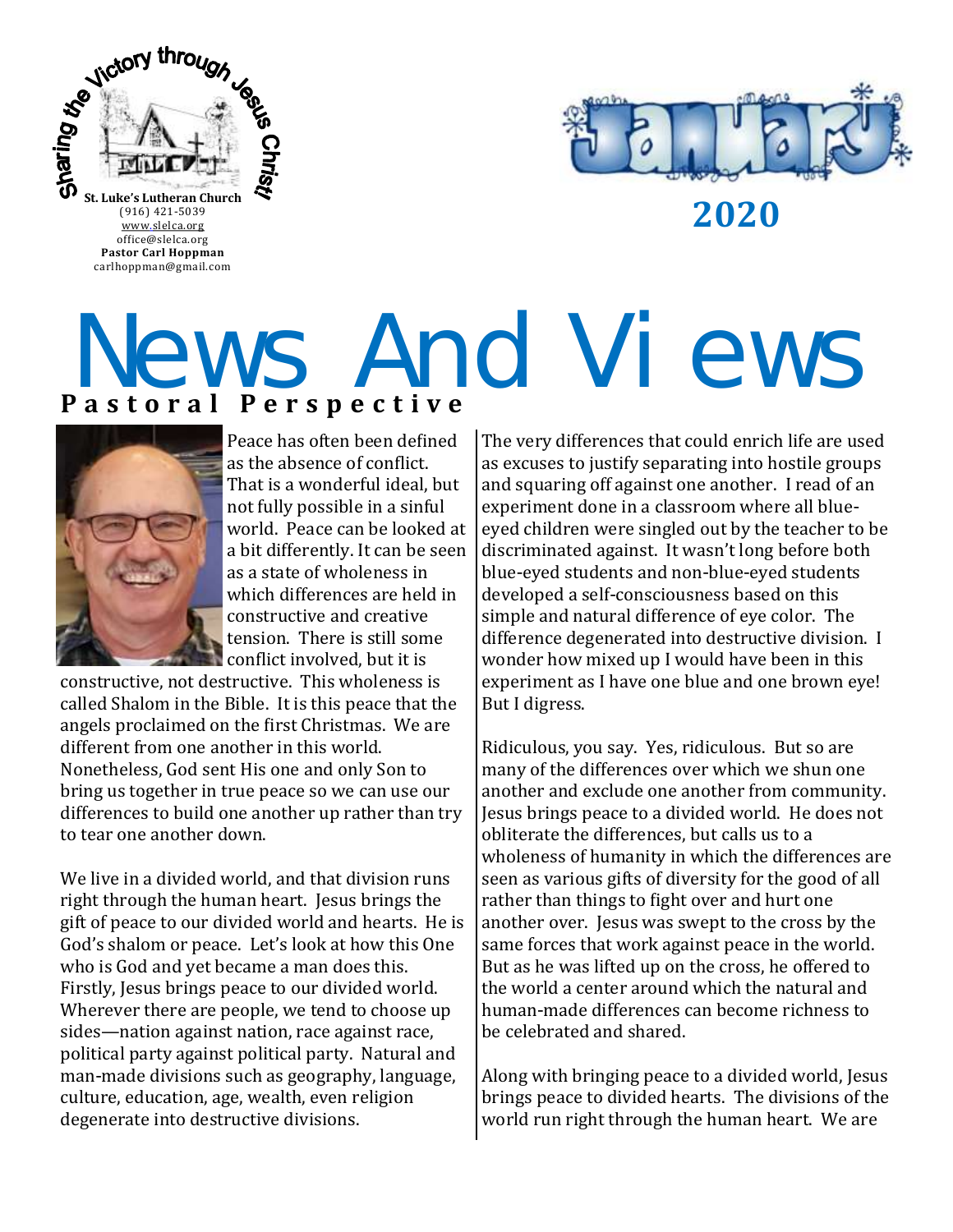Sharing the Victory through Jesus Christ!

**St. Luke's Lutheran Church**
(916) 421-5039
www.slelca.org
office@slelca.org
**Pastor Carl Hoppman**
carlhoppman@gmail.com

January **2020**

# News And Views

## Pastoral Perspective

Peace has often been defined as the absence of conflict. That is a wonderful ideal, but not fully possible in a sinful world. Peace can be looked at a bit differently. It can be seen as a state of wholeness in which differences are held in constructive and creative tension. There is still some conflict involved, but it is constructive, not destructive. This wholeness is called Shalom in the Bible. It is this peace that the angels proclaimed on the first Christmas. We are different from one another in this world. Nonetheless, God sent His one and only Son to bring us together in true peace so we can use our differences to build one another up rather than try to tear one another down.

We live in a divided world, and that division runs right through the human heart. Jesus brings the gift of peace to our divided world and hearts. He is God's shalom or peace. Let's look at how this One who is God and yet became a man does this. Firstly, Jesus brings peace to our divided world. Wherever there are people, we tend to choose up sides—nation against nation, race against race, political party against political party. Natural and man-made divisions such as geography, language, culture, education, age, wealth, even religion degenerate into destructive divisions.

The very differences that could enrich life are used as excuses to justify separating into hostile groups and squaring off against one another. I read of an experiment done in a classroom where all blue-eyed children were singled out by the teacher to be discriminated against. It wasn't long before both blue-eyed students and non-blue-eyed students developed a self-consciousness based on this simple and natural difference of eye color. The difference degenerated into destructive division. I wonder how mixed up I would have been in this experiment as I have one blue and one brown eye! But I digress.

Ridiculous, you say. Yes, ridiculous. But so are many of the differences over which we shun one another and exclude one another from community. Jesus brings peace to a divided world. He does not obliterate the differences, but calls us to a wholeness of humanity in which the differences are seen as various gifts of diversity for the good of all rather than things to fight over and hurt one another over. Jesus was swept to the cross by the same forces that work against peace in the world. But as he was lifted up on the cross, he offered to the world a center around which the natural and human-made differences can become richness to be celebrated and shared.

Along with bringing peace to a divided world, Jesus brings peace to divided hearts. The divisions of the world run right through the human heart. We are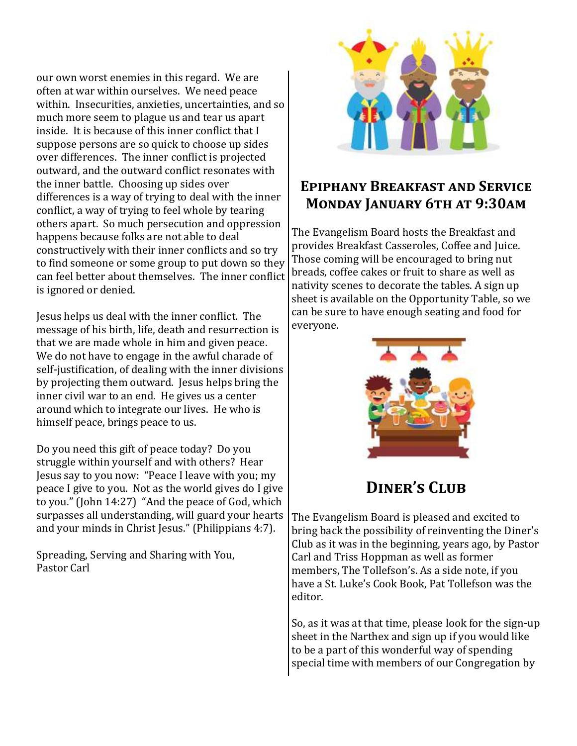our own worst enemies in this regard. We are often at war within ourselves. We need peace within. Insecurities, anxieties, uncertainties, and so much more seem to plague us and tear us apart inside. It is because of this inner conflict that I suppose persons are so quick to choose up sides over differences. The inner conflict is projected outward, and the outward conflict resonates with the inner battle. Choosing up sides over differences is a way of trying to deal with the inner conflict, a way of trying to feel whole by tearing others apart. So much persecution and oppression happens because folks are not able to deal constructively with their inner conflicts and so try to find someone or some group to put down so they can feel better about themselves. The inner conflict is ignored or denied.

Jesus helps us deal with the inner conflict. The message of his birth, life, death and resurrection is that we are made whole in him and given peace. We do not have to engage in the awful charade of self-justification, of dealing with the inner divisions by projecting them outward. Jesus helps bring the inner civil war to an end. He gives us a center around which to integrate our lives. He who is himself peace, brings peace to us.

Do you need this gift of peace today? Do you struggle within yourself and with others? Hear Jesus say to you now: "Peace I leave with you; my peace I give to you. Not as the world gives do I give to you." (John 14:27) "And the peace of God, which surpasses all understanding, will guard your hearts and your minds in Christ Jesus." (Philippians 4:7).

Spreading, Serving and Sharing with You,
Pastor Carl

## Epiphany Breakfast and Service Monday January 6th at 9:30am

The Evangelism Board hosts the Breakfast and provides Breakfast Casseroles, Coffee and Juice. Those coming will be encouraged to bring nut breads, coffee cakes or fruit to share as well as nativity scenes to decorate the tables. A sign up sheet is available on the Opportunity Table, so we can be sure to have enough seating and food for everyone.

## Diner's Club

The Evangelism Board is pleased and excited to bring back the possibility of reinventing the Diner's Club as it was in the beginning, years ago, by Pastor Carl and Triss Hoppman as well as former members, The Tollefson's. As a side note, if you have a St. Luke's Cook Book, Pat Tollefson was the editor.

So, as it was at that time, please look for the sign-up sheet in the Narthex and sign up if you would like to be a part of this wonderful way of spending special time with members of our Congregation by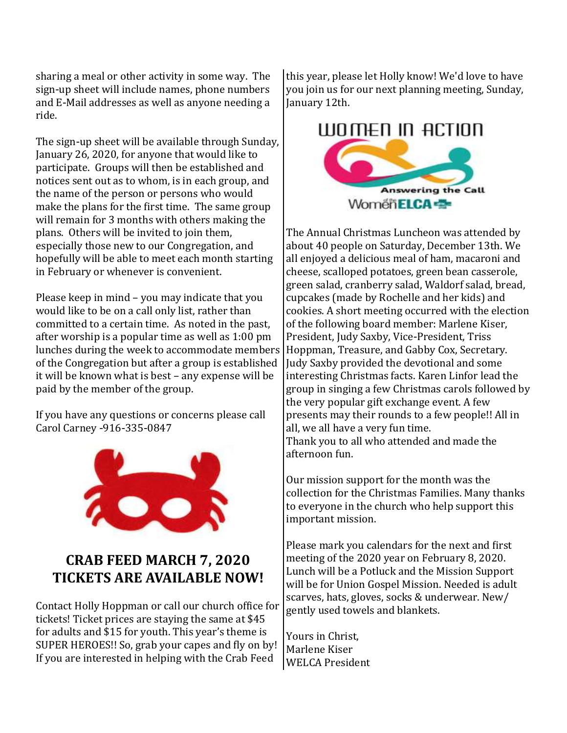sharing a meal or other activity in some way. The sign-up sheet will include names, phone numbers and E-Mail addresses as well as anyone needing a ride.

The sign-up sheet will be available through Sunday, January 26, 2020, for anyone that would like to participate. Groups will then be established and notices sent out as to whom, is in each group, and the name of the person or persons who would make the plans for the first time. The same group will remain for 3 months with others making the plans. Others will be invited to join them, especially those new to our Congregation, and hopefully will be able to meet each month starting in February or whenever is convenient.

Please keep in mind – you may indicate that you would like to be on a call only list, rather than committed to a certain time. As noted in the past, after worship is a popular time as well as 1:00 pm lunches during the week to accommodate members of the Congregation but after a group is established it will be known what is best – any expense will be paid by the member of the group.

If you have any questions or concerns please call Carol Carney -916-335-0847

## CRAB FEED MARCH 7, 2020
## TICKETS ARE AVAILABLE NOW!

Contact Holly Hoppman or call our church office for tickets! Ticket prices are staying the same at $45 for adults and $15 for youth. This year's theme is SUPER HEROES!! So, grab your capes and fly on by! If you are interested in helping with the Crab Feed this year, please let Holly know! We'd love to have you join us for our next planning meeting, Sunday, January 12th.

WOMEN IN ACTION

Answering the Call

Women of the ELCA

The Annual Christmas Luncheon was attended by about 40 people on Saturday, December 13th. We all enjoyed a delicious meal of ham, macaroni and cheese, scalloped potatoes, green bean casserole, green salad, cranberry salad, Waldorf salad, bread, cupcakes (made by Rochelle and her kids) and cookies. A short meeting occurred with the election of the following board member: Marlene Kiser, President, Judy Saxby, Vice-President, Triss Hoppman, Treasure, and Gabby Cox, Secretary. Judy Saxby provided the devotional and some interesting Christmas facts. Karen Linfor lead the group in singing a few Christmas carols followed by the very popular gift exchange event. A few presents may their rounds to a few people!! All in all, we all have a very fun time.
Thank you to all who attended and made the afternoon fun.

Our mission support for the month was the collection for the Christmas Families. Many thanks to everyone in the church who help support this important mission.

Please mark you calendars for the next and first meeting of the 2020 year on February 8, 2020. Lunch will be a Potluck and the Mission Support will be for Union Gospel Mission. Needed is adult scarves, hats, gloves, socks & underwear. New/ gently used towels and blankets.

Yours in Christ,
Marlene Kiser
WELCA President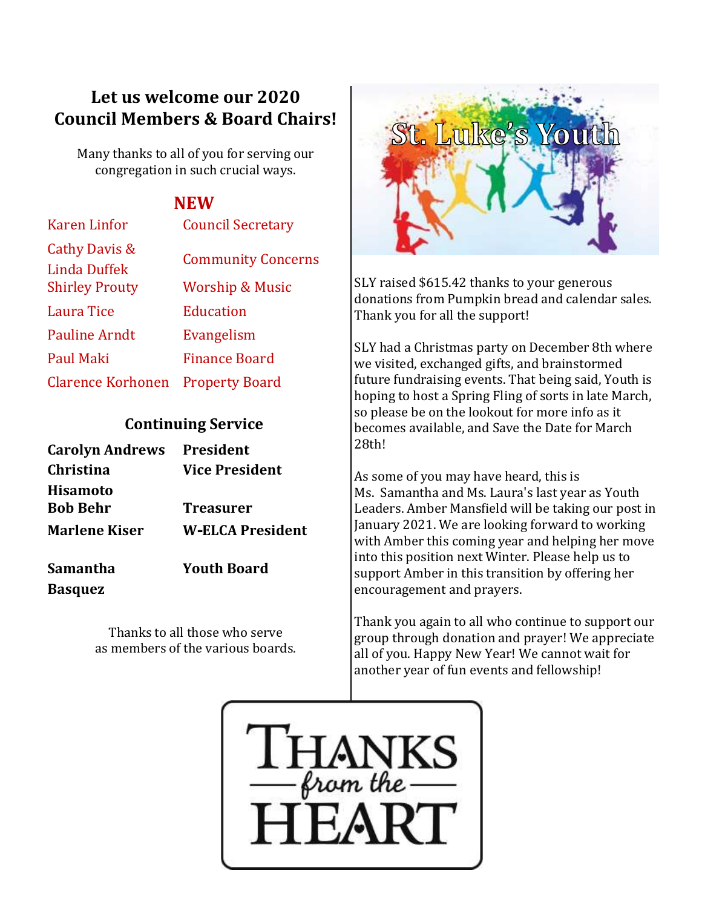## Let us welcome our 2020 Council Members & Board Chairs!

Many thanks to all of you for serving our congregation in such crucial ways.

### NEW

| | |
|---|---|
| Karen Linfor | Council Secretary |
| Cathy Davis & Linda Duffek | Community Concerns |
| Shirley Prouty | Worship & Music |
| Laura Tice | Education |
| Pauline Arndt | Evangelism |
| Paul Maki | Finance Board |
| Clarence Korhonen | Property Board |

### Continuing Service

| | |
|---|---|
| **Carolyn Andrews** | **President** |
| **Christina Hisamoto** | **Vice President** |
| **Bob Behr** | **Treasurer** |
| **Marlene Kiser** | **W-ELCA President** |
| **Samantha Basquez** | **Youth Board** |

Thanks to all those who serve as members of the various boards.

## St. Luke's Youth

SLY raised $615.42 thanks to your generous donations from Pumpkin bread and calendar sales. Thank you for all the support!

SLY had a Christmas party on December 8th where we visited, exchanged gifts, and brainstormed future fundraising events. That being said, Youth is hoping to host a Spring Fling of sorts in late March, so please be on the lookout for more info as it becomes available, and Save the Date for March 28th!

As some of you may have heard, this is Ms. Samantha and Ms. Laura's last year as Youth Leaders. Amber Mansfield will be taking our post in January 2021. We are looking forward to working with Amber this coming year and helping her move into this position next Winter. Please help us to support Amber in this transition by offering her encouragement and prayers.

Thank you again to all who continue to support our group through donation and prayer! We appreciate all of you. Happy New Year! We cannot wait for another year of fun events and fellowship!

THANKS from the HEART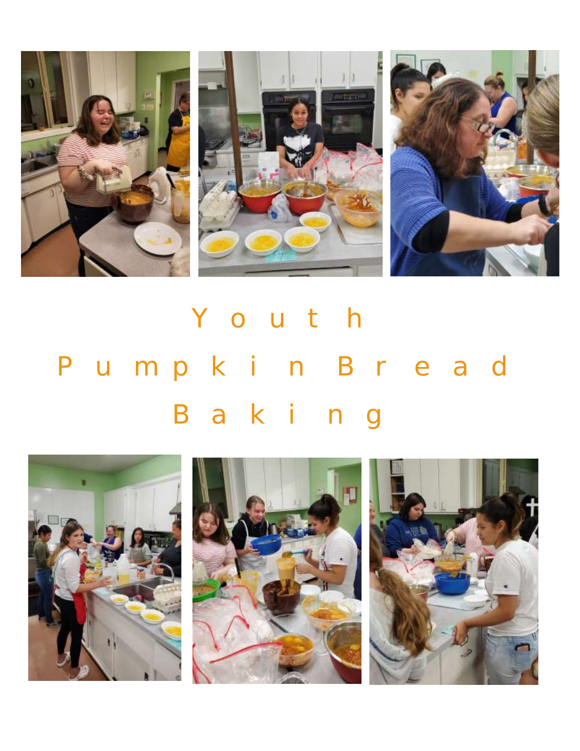# Youth Pumpkin Bread Baking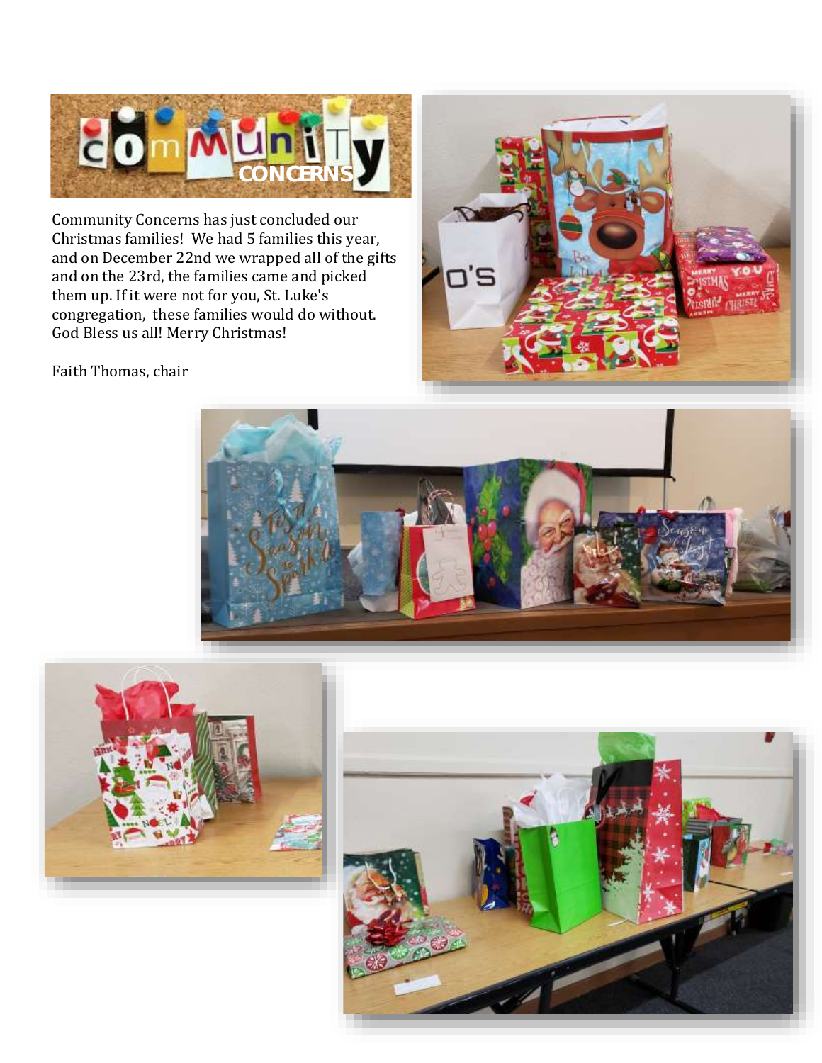# Community Concerns

Community Concerns has just concluded our Christmas families! We had 5 families this year, and on December 22nd we wrapped all of the gifts and on the 23rd, the families came and picked them up. If it were not for you, St. Luke's congregation, these families would do without. God Bless us all! Merry Christmas!

Faith Thomas, chair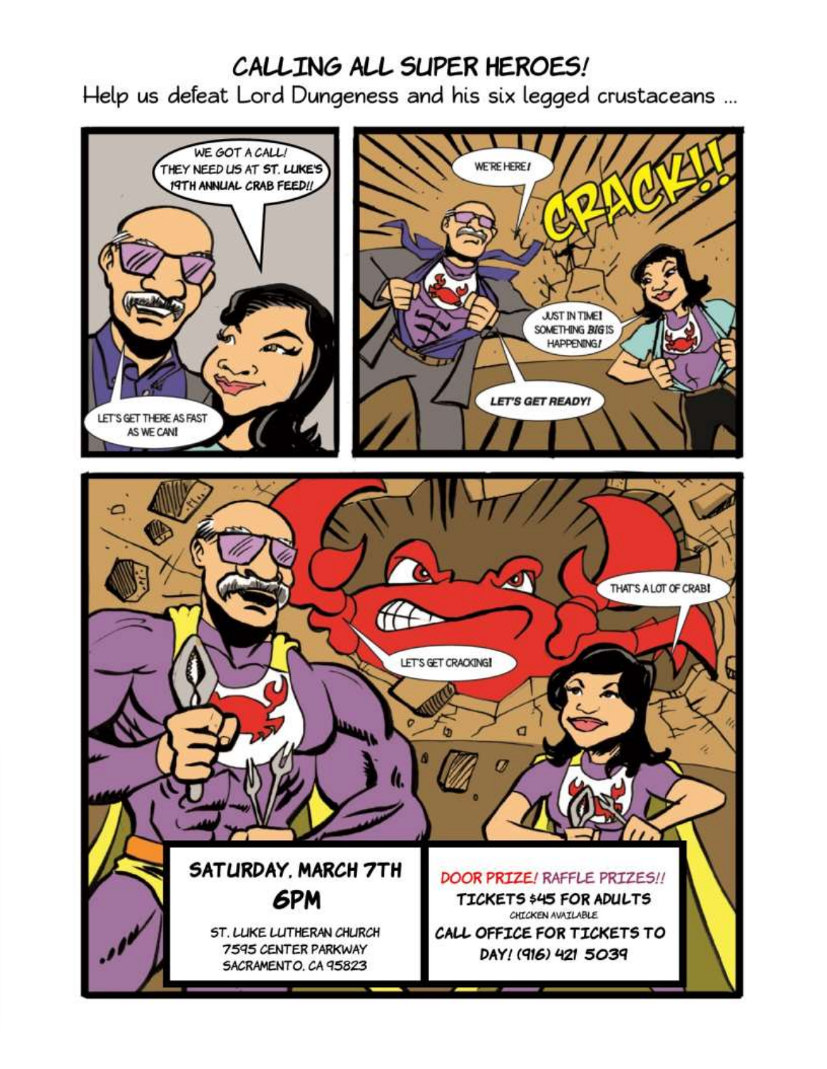# CALLING ALL SUPER HEROES!

Help us defeat Lord Dungeness and his six legged crustaceans ...

WE GOT A CALL! THEY NEED US AT ST. LUKE'S 19TH ANNUAL CRAB FEED!!

LET'S GET THERE AS FAST AS WE CAN!

WE'RE HERE!

CRACK!!

JUST IN TIME! SOMETHING *BIG* IS HAPPENING!

LET'S GET READY!

THAT'S A LOT OF CRAB!

LET'S GET CRACKING!

**SATURDAY, MARCH 7TH**

**6PM**

ST. LUKE LUTHERAN CHURCH
7595 CENTER PARKWAY
SACRAMENTO, CA 95823

DOOR PRIZE! RAFFLE PRIZES!!

TICKETS $45 FOR ADULTS

CHICKEN AVAILABLE

CALL OFFICE FOR TICKETS TO DAY! (916) 421 5039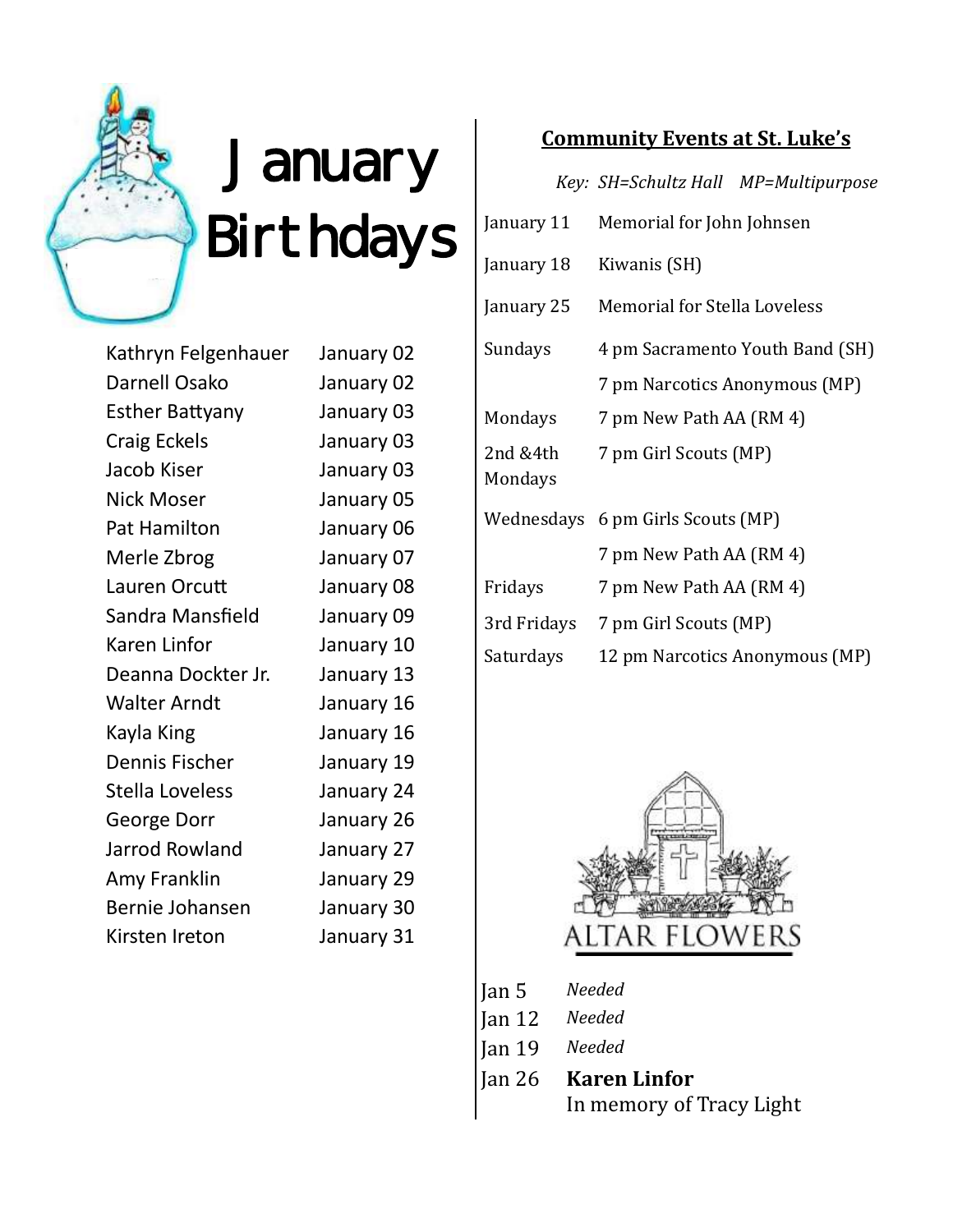# January Birthdays

| | |
|---|---|
| Kathryn Felgenhauer | January 02 |
| Darnell Osako | January 02 |
| Esther Battyany | January 03 |
| Craig Eckels | January 03 |
| Jacob Kiser | January 03 |
| Nick Moser | January 05 |
| Pat Hamilton | January 06 |
| Merle Zbrog | January 07 |
| Lauren Orcutt | January 08 |
| Sandra Mansfield | January 09 |
| Karen Linfor | January 10 |
| Deanna Dockter Jr. | January 13 |
| Walter Arndt | January 16 |
| Kayla King | January 16 |
| Dennis Fischer | January 19 |
| Stella Loveless | January 24 |
| George Dorr | January 26 |
| Jarrod Rowland | January 27 |
| Amy Franklin | January 29 |
| Bernie Johansen | January 30 |
| Kirsten Ireton | January 31 |

## Community Events at St. Luke's

*Key: SH=Schultz Hall MP=Multipurpose*

| | |
|---|---|
| January 11 | Memorial for John Johnsen |
| January 18 | Kiwanis (SH) |
| January 25 | Memorial for Stella Loveless |
| Sundays | 4 pm Sacramento Youth Band (SH) |
| | 7 pm Narcotics Anonymous (MP) |
| Mondays | 7 pm New Path AA (RM 4) |
| 2nd &4th Mondays | 7 pm Girl Scouts (MP) |
| Wednesdays | 6 pm Girls Scouts (MP) |
| | 7 pm New Path AA (RM 4) |
| Fridays | 7 pm New Path AA (RM 4) |
| 3rd Fridays | 7 pm Girl Scouts (MP) |
| Saturdays | 12 pm Narcotics Anonymous (MP) |

## ALTAR FLOWERS

| | |
|---|---|
| Jan 5 | *Needed* |
| Jan 12 | *Needed* |
| Jan 19 | *Needed* |
| Jan 26 | **Karen Linfor** In memory of Tracy Light |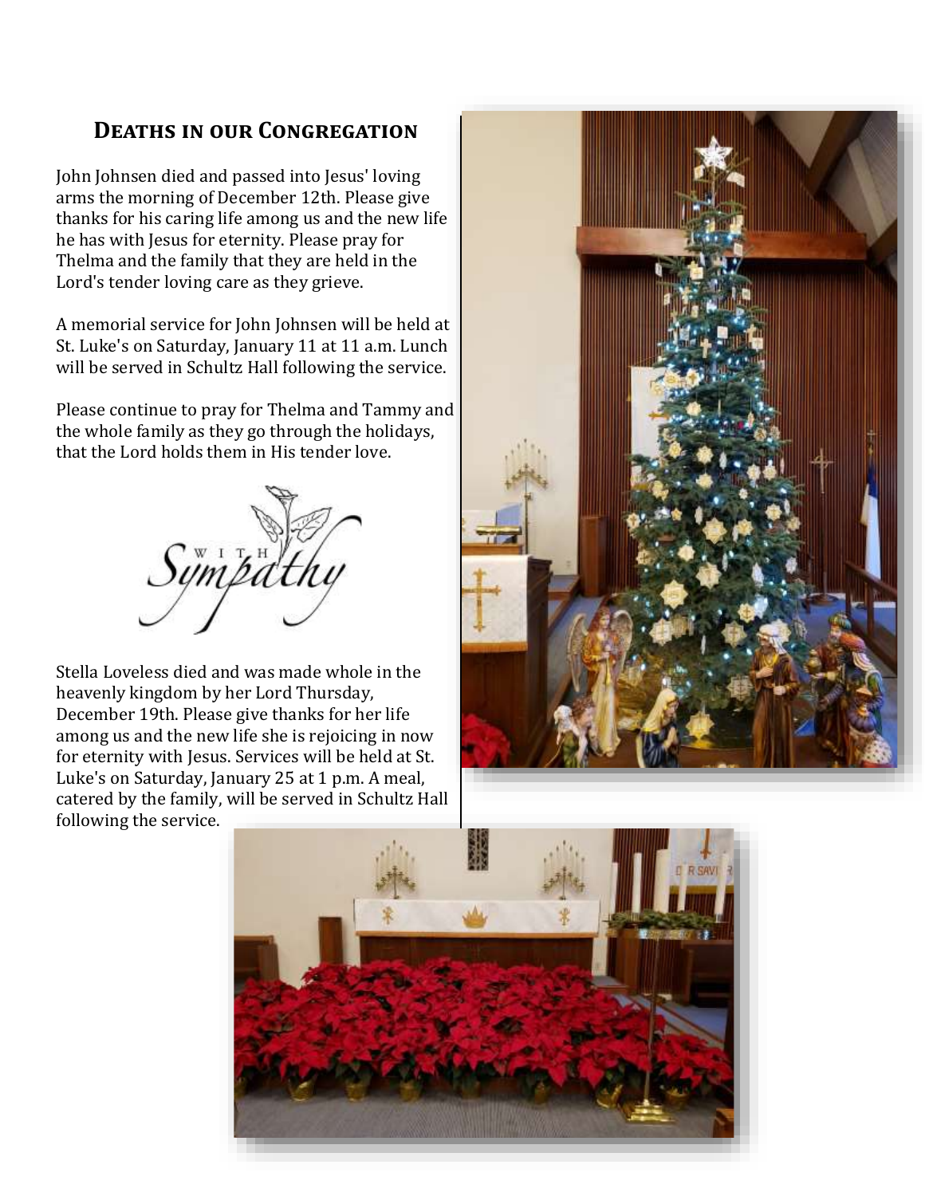## Deaths in our Congregation

John Johnsen died and passed into Jesus' loving arms the morning of December 12th. Please give thanks for his caring life among us and the new life he has with Jesus for eternity. Please pray for Thelma and the family that they are held in the Lord's tender loving care as they grieve.

A memorial service for John Johnsen will be held at St. Luke's on Saturday, January 11 at 11 a.m. Lunch will be served in Schultz Hall following the service.

Please continue to pray for Thelma and Tammy and the whole family as they go through the holidays, that the Lord holds them in His tender love.

Stella Loveless died and was made whole in the heavenly kingdom by her Lord Thursday, December 19th. Please give thanks for her life among us and the new life she is rejoicing in now for eternity with Jesus. Services will be held at St. Luke's on Saturday, January 25 at 1 p.m. A meal, catered by the family, will be served in Schultz Hall following the service.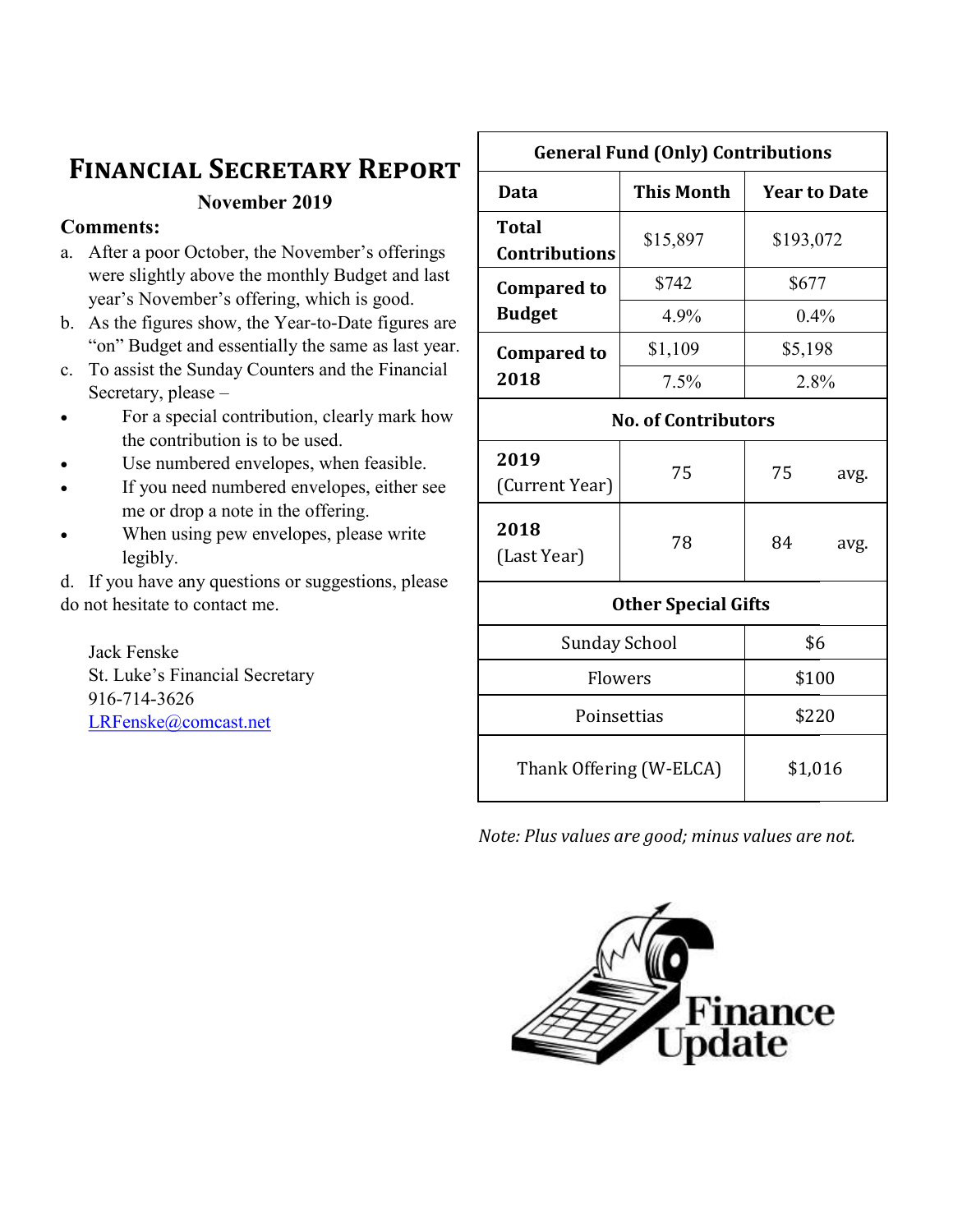# Financial Secretary Report

**November 2019**

**Comments:**

a. After a poor October, the November's offerings were slightly above the monthly Budget and last year's November's offering, which is good.

b. As the figures show, the Year-to-Date figures are "on" Budget and essentially the same as last year.

c. To assist the Sunday Counters and the Financial Secretary, please –

- For a special contribution, clearly mark how the contribution is to be used.
- Use numbered envelopes, when feasible.
- If you need numbered envelopes, either see me or drop a note in the offering.
- When using pew envelopes, please write legibly.

d. If you have any questions or suggestions, please do not hesitate to contact me.

Jack Fenske
St. Luke's Financial Secretary
916-714-3626
LRFenske@comcast.net

| General Fund (Only) Contributions | | |
|---|---|---|
| **Data** | **This Month** | **Year to Date** |
| **Total Contributions** | $15,897 | $193,072 |
| **Compared to Budget** | $742 | $677 |
| | 4.9% | 0.4% |
| **Compared to 2018** | $1,109 | $5,198 |
| | 7.5% | 2.8% |
| **No. of Contributors** | | |
| **2019** (Current Year) | 75 | 75 avg. |
| **2018** (Last Year) | 78 | 84 avg. |

| Other Special Gifts | |
|---|---|
| Sunday School | $6 |
| Flowers | $100 |
| Poinsettias | $220 |
| Thank Offering (W-ELCA) | $1,016 |

*Note: Plus values are good; minus values are not.*

Finance Update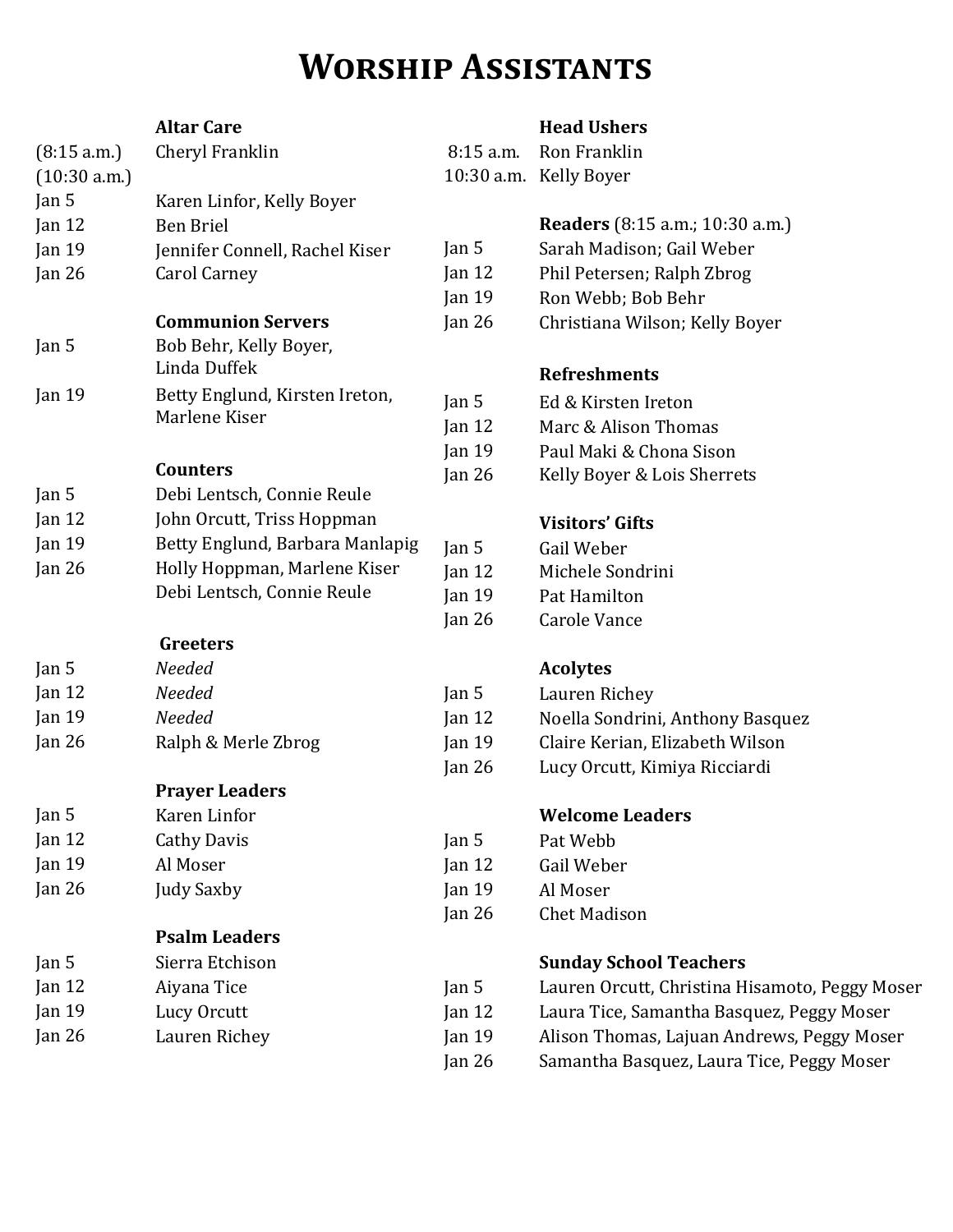# Worship Assistants

**Altar Care**

| | |
|---|---|
| (8:15 a.m.) | Cheryl Franklin |
| (10:30 a.m.) | |
| Jan 5 | Karen Linfor, Kelly Boyer |
| Jan 12 | Ben Briel |
| Jan 19 | Jennifer Connell, Rachel Kiser |
| Jan 26 | Carol Carney |

**Communion Servers**

| | |
|---|---|
| Jan 5 | Bob Behr, Kelly Boyer, Linda Duffek |
| Jan 19 | Betty Englund, Kirsten Ireton, Marlene Kiser |

**Counters**

| | |
|---|---|
| Jan 5 | Debi Lentsch, Connie Reule |
| Jan 12 | John Orcutt, Triss Hoppman |
| Jan 19 | Betty Englund, Barbara Manlapig |
| Jan 26 | Holly Hoppman, Marlene Kiser Debi Lentsch, Connie Reule |

**Greeters**

| | |
|---|---|
| Jan 5 | *Needed* |
| Jan 12 | *Needed* |
| Jan 19 | *Needed* |
| Jan 26 | Ralph & Merle Zbrog |

**Prayer Leaders**

| | |
|---|---|
| Jan 5 | Karen Linfor |
| Jan 12 | Cathy Davis |
| Jan 19 | Al Moser |
| Jan 26 | Judy Saxby |

**Psalm Leaders**

| | |
|---|---|
| Jan 5 | Sierra Etchison |
| Jan 12 | Aiyana Tice |
| Jan 19 | Lucy Orcutt |
| Jan 26 | Lauren Richey |

**Head Ushers**

| | |
|---|---|
| 8:15 a.m. | Ron Franklin |
| 10:30 a.m. | Kelly Boyer |

**Readers** (8:15 a.m.; 10:30 a.m.)

| | |
|---|---|
| Jan 5 | Sarah Madison; Gail Weber |
| Jan 12 | Phil Petersen; Ralph Zbrog |
| Jan 19 | Ron Webb; Bob Behr |
| Jan 26 | Christiana Wilson; Kelly Boyer |

**Refreshments**

| | |
|---|---|
| Jan 5 | Ed & Kirsten Ireton |
| Jan 12 | Marc & Alison Thomas |
| Jan 19 | Paul Maki & Chona Sison |
| Jan 26 | Kelly Boyer & Lois Sherrets |

**Visitors' Gifts**

| | |
|---|---|
| Jan 5 | Gail Weber |
| Jan 12 | Michele Sondrini |
| Jan 19 | Pat Hamilton |
| Jan 26 | Carole Vance |

**Acolytes**

| | |
|---|---|
| Jan 5 | Lauren Richey |
| Jan 12 | Noella Sondrini, Anthony Basquez |
| Jan 19 | Claire Kerian, Elizabeth Wilson |
| Jan 26 | Lucy Orcutt, Kimiya Ricciardi |

**Welcome Leaders**

| | |
|---|---|
| Jan 5 | Pat Webb |
| Jan 12 | Gail Weber |
| Jan 19 | Al Moser |
| Jan 26 | Chet Madison |

**Sunday School Teachers**

| | |
|---|---|
| Jan 5 | Lauren Orcutt, Christina Hisamoto, Peggy Moser |
| Jan 12 | Laura Tice, Samantha Basquez, Peggy Moser |
| Jan 19 | Alison Thomas, Lajuan Andrews, Peggy Moser |
| Jan 26 | Samantha Basquez, Laura Tice, Peggy Moser |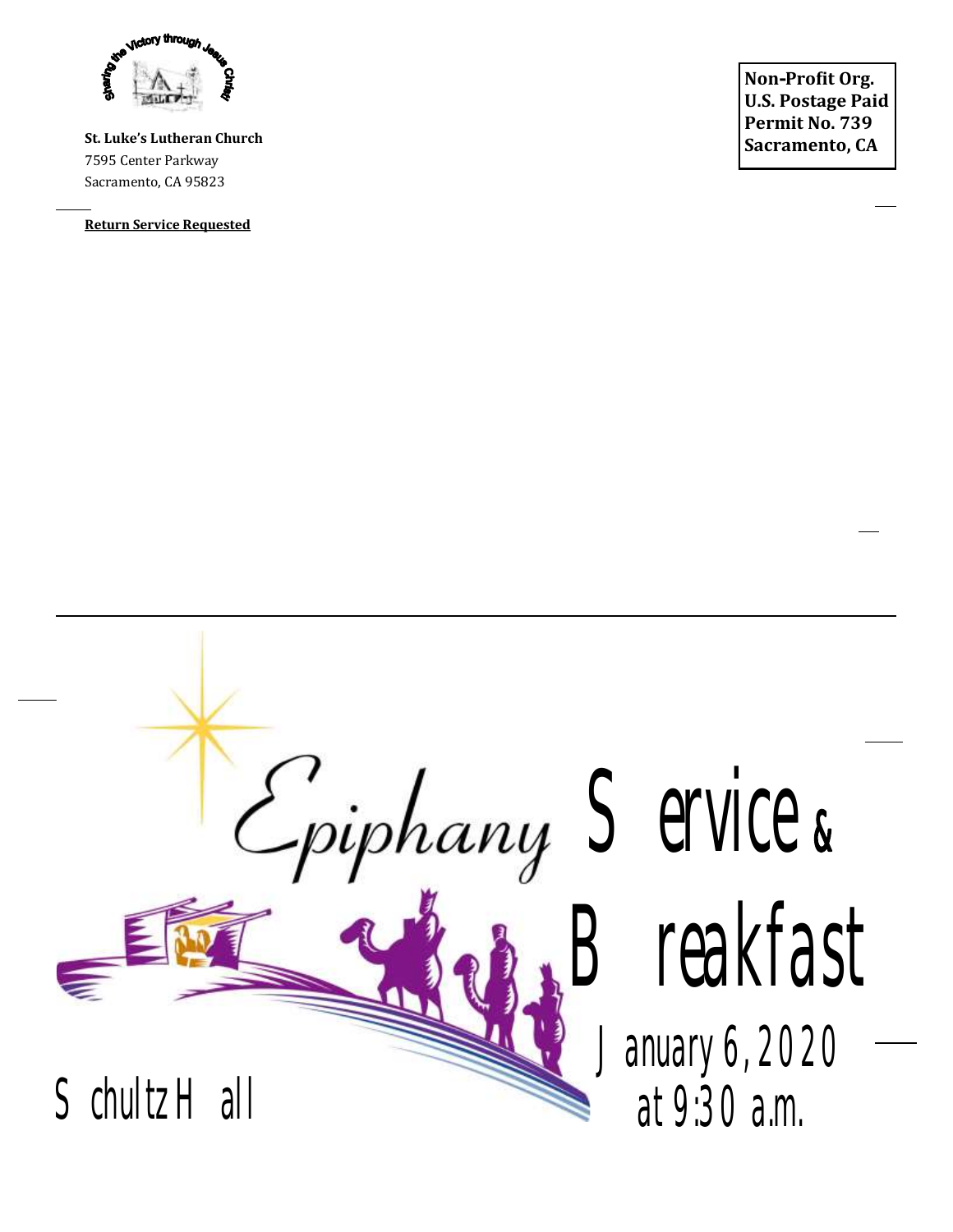St. Luke's Lutheran Church
7595 Center Parkway
Sacramento, CA 95823

**Return Service Requested**

**Non-Profit Org.**
**U.S. Postage Paid**
**Permit No. 739**
**Sacramento, CA**

# Epiphany Service & Breakfast

January 6, 2020
at 9:30 a.m.

Schultz Hall